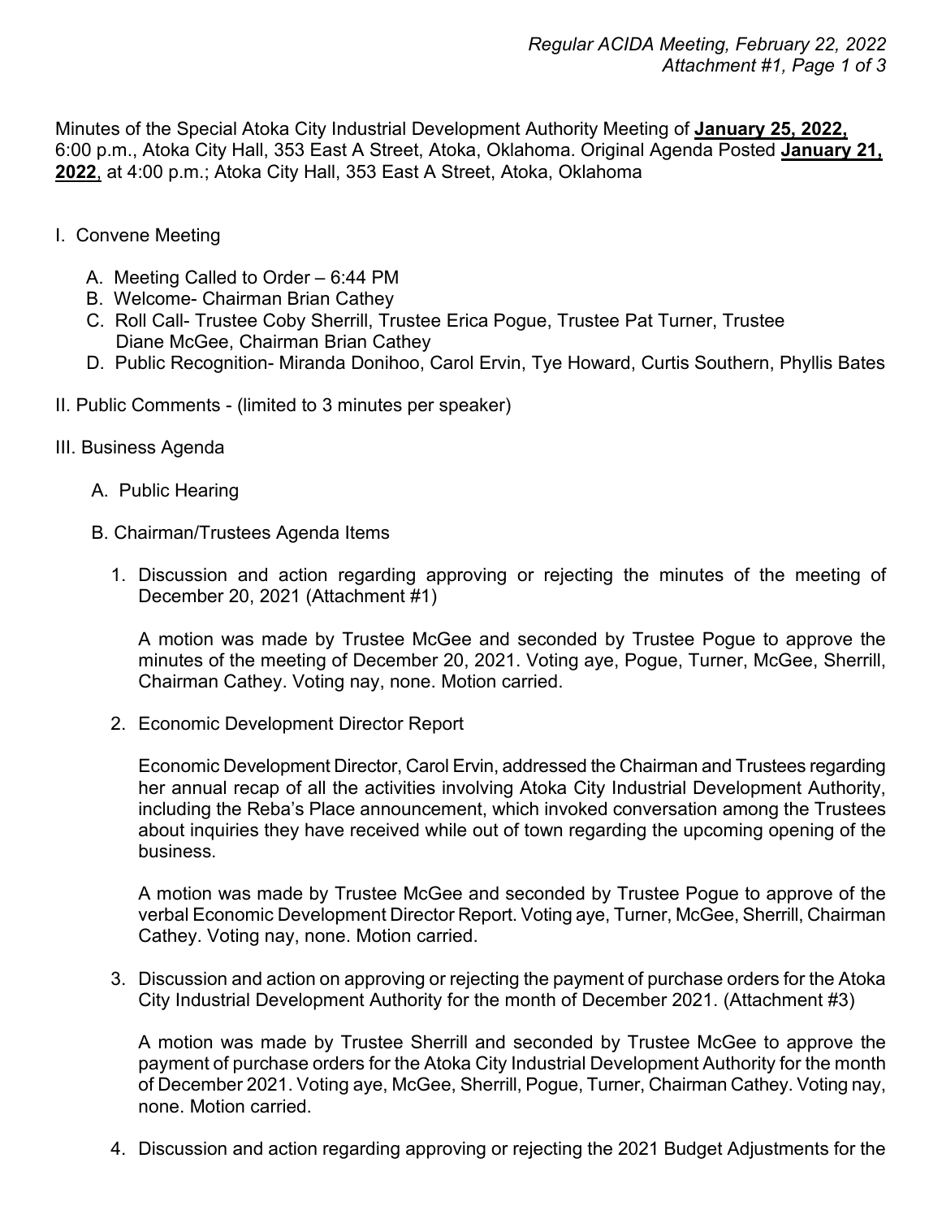Minutes of the Special Atoka City Industrial Development Authority Meeting of **January 25, 2022,** 6:00 p.m., Atoka City Hall, 353 East A Street, Atoka, Oklahoma. Original Agenda Posted **January 21, 2022**, at 4:00 p.m.; Atoka City Hall, 353 East A Street, Atoka, Oklahoma

I. Convene Meeting

A. Meeting Called to Order – 6:44 PM
B. Welcome- Chairman Brian Cathey
C. Roll Call- Trustee Coby Sherrill, Trustee Erica Pogue, Trustee Pat Turner, Trustee Diane McGee, Chairman Brian Cathey
D. Public Recognition- Miranda Donihoo, Carol Ervin, Tye Howard, Curtis Southern, Phyllis Bates

II. Public Comments - (limited to 3 minutes per speaker)

III. Business Agenda

A. Public Hearing

B. Chairman/Trustees Agenda Items

1. Discussion and action regarding approving or rejecting the minutes of the meeting of December 20, 2021 (Attachment #1)

   A motion was made by Trustee McGee and seconded by Trustee Pogue to approve the minutes of the meeting of December 20, 2021. Voting aye, Pogue, Turner, McGee, Sherrill, Chairman Cathey. Voting nay, none. Motion carried.

2. Economic Development Director Report

   Economic Development Director, Carol Ervin, addressed the Chairman and Trustees regarding her annual recap of all the activities involving Atoka City Industrial Development Authority, including the Reba's Place announcement, which invoked conversation among the Trustees about inquiries they have received while out of town regarding the upcoming opening of the business.

   A motion was made by Trustee McGee and seconded by Trustee Pogue to approve of the verbal Economic Development Director Report. Voting aye, Turner, McGee, Sherrill, Chairman Cathey. Voting nay, none. Motion carried.

3. Discussion and action on approving or rejecting the payment of purchase orders for the Atoka City Industrial Development Authority for the month of December 2021. (Attachment #3)

   A motion was made by Trustee Sherrill and seconded by Trustee McGee to approve the payment of purchase orders for the Atoka City Industrial Development Authority for the month of December 2021. Voting aye, McGee, Sherrill, Pogue, Turner, Chairman Cathey. Voting nay, none. Motion carried.

4. Discussion and action regarding approving or rejecting the 2021 Budget Adjustments for the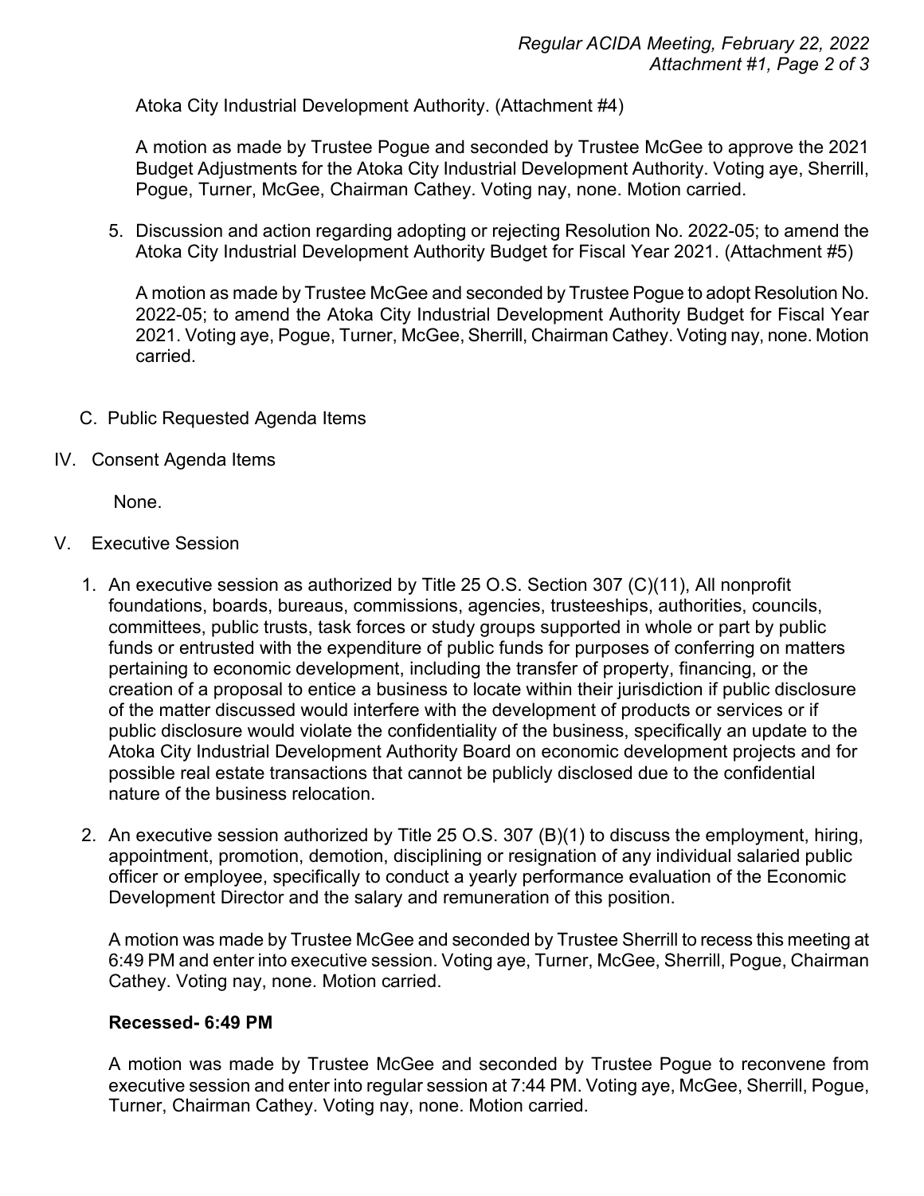Atoka City Industrial Development Authority. (Attachment #4)

A motion as made by Trustee Pogue and seconded by Trustee McGee to approve the 2021 Budget Adjustments for the Atoka City Industrial Development Authority. Voting aye, Sherrill, Pogue, Turner, McGee, Chairman Cathey. Voting nay, none. Motion carried.

5. Discussion and action regarding adopting or rejecting Resolution No. 2022-05; to amend the Atoka City Industrial Development Authority Budget for Fiscal Year 2021. (Attachment #5)

   A motion as made by Trustee McGee and seconded by Trustee Pogue to adopt Resolution No. 2022-05; to amend the Atoka City Industrial Development Authority Budget for Fiscal Year 2021. Voting aye, Pogue, Turner, McGee, Sherrill, Chairman Cathey. Voting nay, none. Motion carried.

C. Public Requested Agenda Items

IV. Consent Agenda Items

None.

V. Executive Session

1. An executive session as authorized by Title 25 O.S. Section 307 (C)(11), All nonprofit foundations, boards, bureaus, commissions, agencies, trusteeships, authorities, councils, committees, public trusts, task forces or study groups supported in whole or part by public funds or entrusted with the expenditure of public funds for purposes of conferring on matters pertaining to economic development, including the transfer of property, financing, or the creation of a proposal to entice a business to locate within their jurisdiction if public disclosure of the matter discussed would interfere with the development of products or services or if public disclosure would violate the confidentiality of the business, specifically an update to the Atoka City Industrial Development Authority Board on economic development projects and for possible real estate transactions that cannot be publicly disclosed due to the confidential nature of the business relocation.

2. An executive session authorized by Title 25 O.S. 307 (B)(1) to discuss the employment, hiring, appointment, promotion, demotion, disciplining or resignation of any individual salaried public officer or employee, specifically to conduct a yearly performance evaluation of the Economic Development Director and the salary and remuneration of this position.

   A motion was made by Trustee McGee and seconded by Trustee Sherrill to recess this meeting at 6:49 PM and enter into executive session. Voting aye, Turner, McGee, Sherrill, Pogue, Chairman Cathey. Voting nay, none. Motion carried.

   **Recessed- 6:49 PM**

   A motion was made by Trustee McGee and seconded by Trustee Pogue to reconvene from executive session and enter into regular session at 7:44 PM. Voting aye, McGee, Sherrill, Pogue, Turner, Chairman Cathey. Voting nay, none. Motion carried.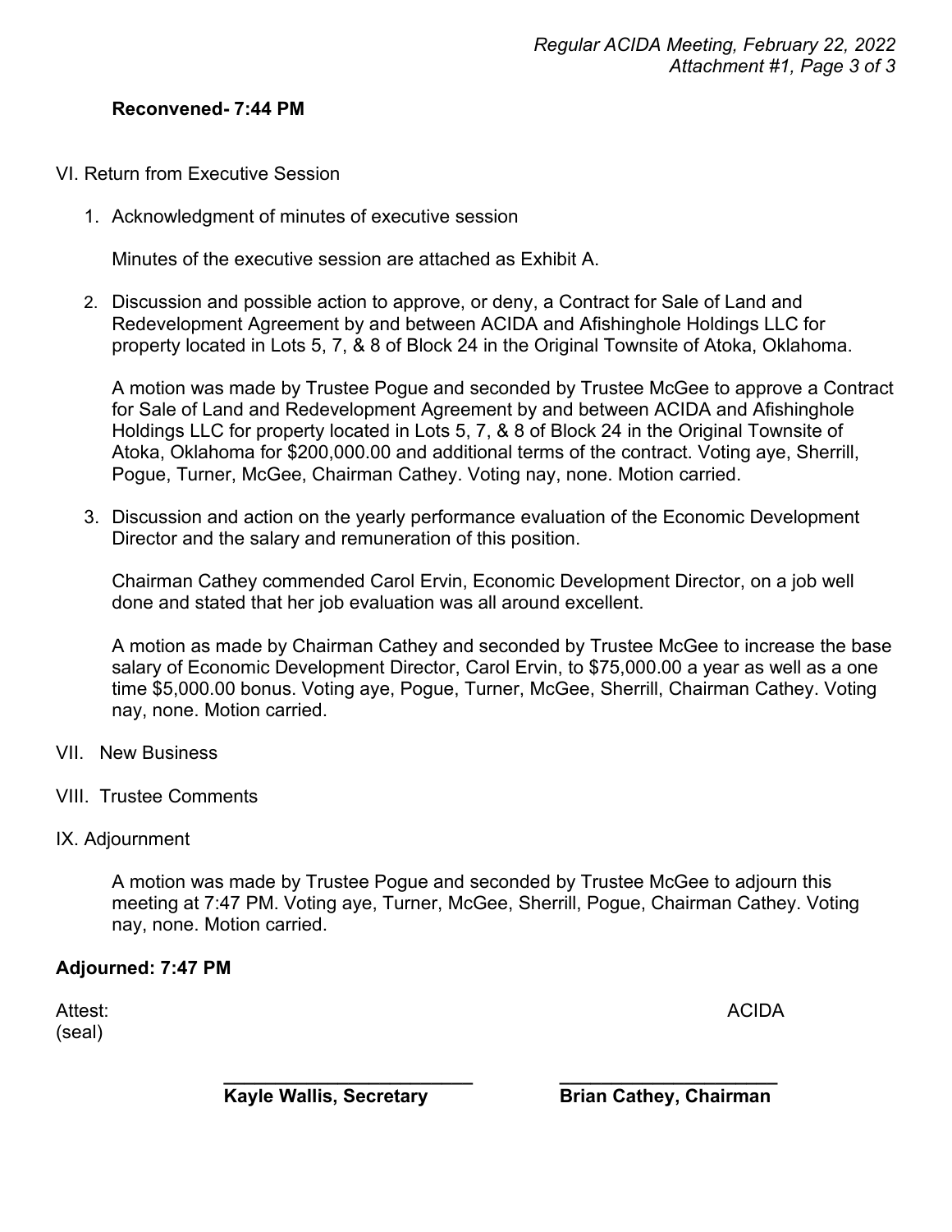**Reconvened- 7:44 PM**

VI. Return from Executive Session

1. Acknowledgment of minutes of executive session

   Minutes of the executive session are attached as Exhibit A.

2. Discussion and possible action to approve, or deny, a Contract for Sale of Land and Redevelopment Agreement by and between ACIDA and Afishinghole Holdings LLC for property located in Lots 5, 7, & 8 of Block 24 in the Original Townsite of Atoka, Oklahoma.

   A motion was made by Trustee Pogue and seconded by Trustee McGee to approve a Contract for Sale of Land and Redevelopment Agreement by and between ACIDA and Afishinghole Holdings LLC for property located in Lots 5, 7, & 8 of Block 24 in the Original Townsite of Atoka, Oklahoma for $200,000.00 and additional terms of the contract. Voting aye, Sherrill, Pogue, Turner, McGee, Chairman Cathey. Voting nay, none. Motion carried.

3. Discussion and action on the yearly performance evaluation of the Economic Development Director and the salary and remuneration of this position.

   Chairman Cathey commended Carol Ervin, Economic Development Director, on a job well done and stated that her job evaluation was all around excellent.

   A motion as made by Chairman Cathey and seconded by Trustee McGee to increase the base salary of Economic Development Director, Carol Ervin, to $75,000.00 a year as well as a one time $5,000.00 bonus. Voting aye, Pogue, Turner, McGee, Sherrill, Chairman Cathey. Voting nay, none. Motion carried.

VII. New Business

VIII. Trustee Comments

IX. Adjournment

   A motion was made by Trustee Pogue and seconded by Trustee McGee to adjourn this meeting at 7:47 PM. Voting aye, Turner, McGee, Sherrill, Pogue, Chairman Cathey. Voting nay, none. Motion carried.

**Adjourned: 7:47 PM**

Attest: ACIDA
(seal)

**Kayle Wallis, Secretary** **Brian Cathey, Chairman**